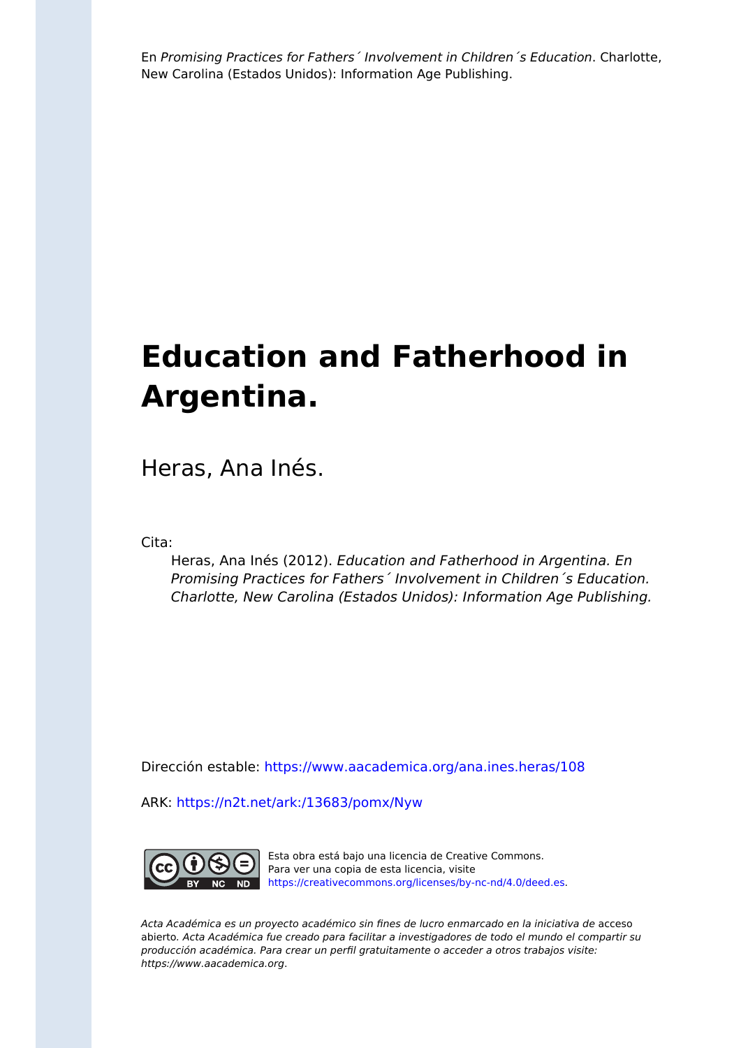En *Promising Practices for Fathers´ Involvement in Children´s Education*. Charlotte, New Carolina (Estados Unidos): Information Age Publishing.

# Education and Fatherhood in Argentina.

Heras, Ana Inés.

Cita:

*Heras, Ana Inés (2012). Education and Fatherhood in Argentina. En Promising Practices for Fathers´ Involvement in Children´s Education. Charlotte, New Carolina (Estados Unidos): Information Age Publishing.*

Dirección estable: https://www.aacademica.org/ana.ines.heras/108

ARK: https://n2t.net/ark:/13683/pomx/Nyw

Esta obra está bajo una licencia de Creative Commons. Para ver una copia de esta licencia, visite https://creativecommons.org/licenses/by-nc-nd/4.0/deed.es.

*Acta Académica es un proyecto académico sin fines de lucro enmarcado en la iniciativa de* acceso abierto. *Acta Académica fue creado para facilitar a investigadores de todo el mundo el compartir su producción académica. Para crear un perfil gratuitamente o acceder a otros trabajos visite: https://www.aacademica.org.*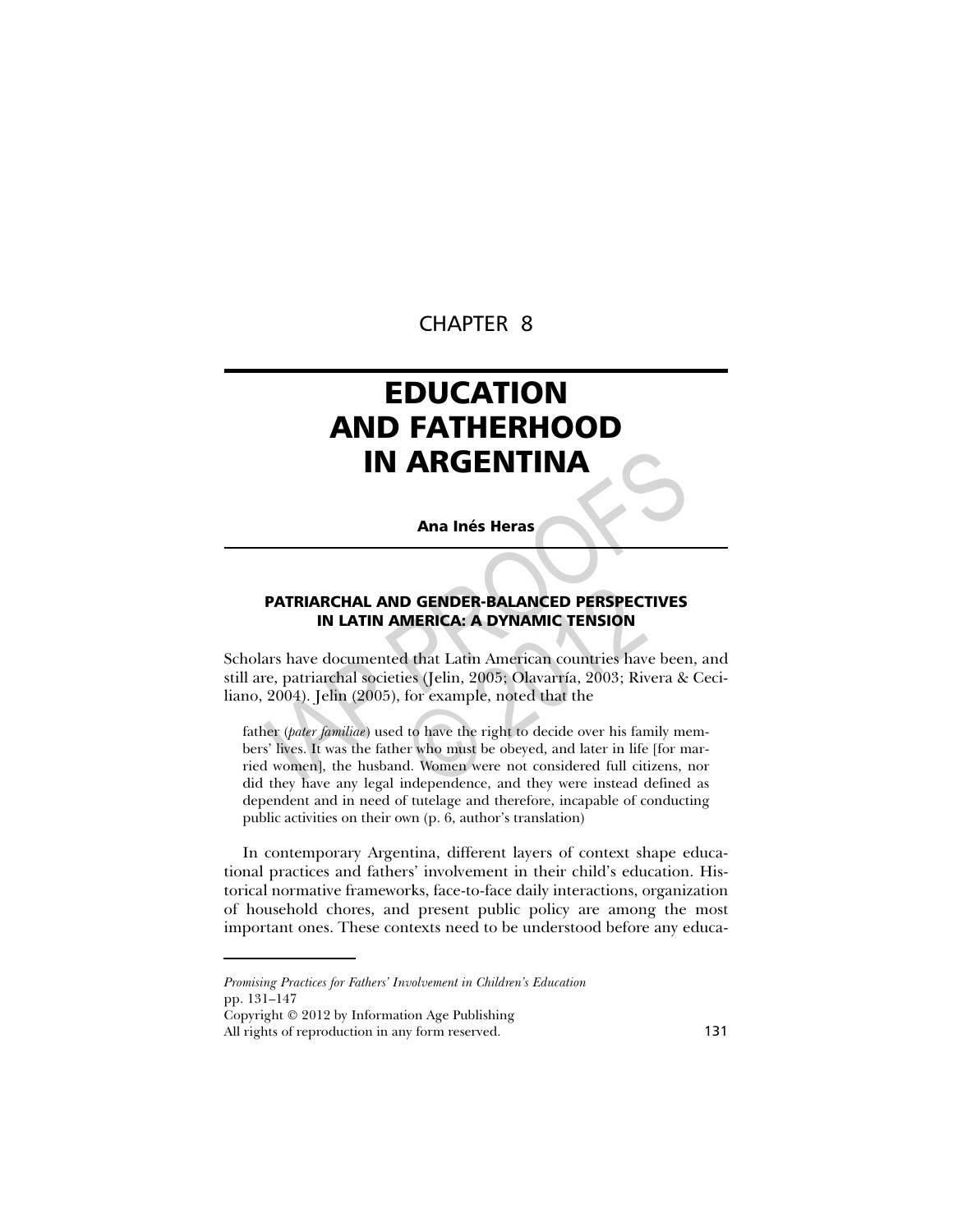CHAPTER 8

# EDUCATION AND FATHERHOOD IN ARGENTINA

**Ana Inés Heras**

## PATRIARCHAL AND GENDER-BALANCED PERSPECTIVES IN LATIN AMERICA: A DYNAMIC TENSION

Scholars have documented that Latin American countries have been, and still are, patriarchal societies (Jelin, 2005; Olavarría, 2003; Rivera & Ceciliano, 2004). Jelin (2005), for example, noted that the

> father (*pater familiae*) used to have the right to decide over his family members' lives. It was the father who must be obeyed, and later in life [for married women], the husband. Women were not considered full citizens, nor did they have any legal independence, and they were instead defined as dependent and in need of tutelage and therefore, incapable of conducting public activities on their own (p. 6, author's translation)

In contemporary Argentina, different layers of context shape educational practices and fathers' involvement in their child's education. Historical normative frameworks, face-to-face daily interactions, organization of household chores, and present public policy are among the most important ones. These contexts need to be understood before any educa-

---

*Promising Practices for Fathers' Involvement in Children's Education*
pp. 131–147
Copyright © 2012 by Information Age Publishing
All rights of reproduction in any form reserved.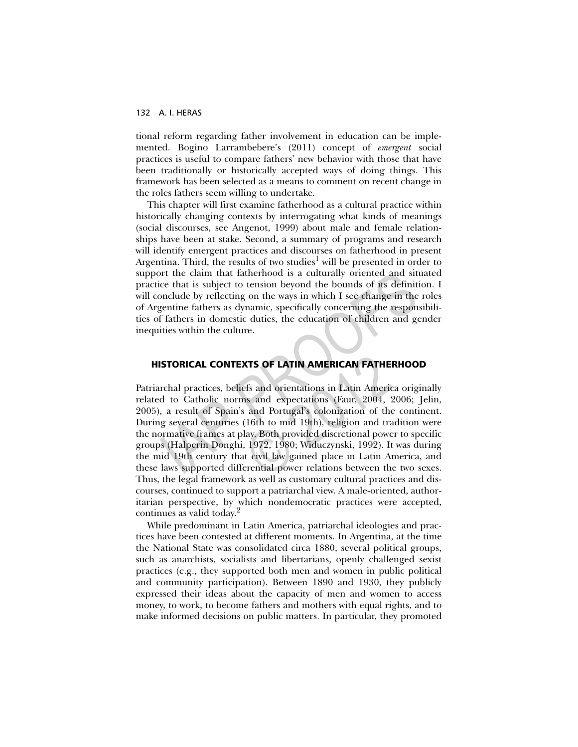tional reform regarding father involvement in education can be implemented. Bogino Larrambebere's (2011) concept of *emergent* social practices is useful to compare fathers' new behavior with those that have been traditionally or historically accepted ways of doing things. This framework has been selected as a means to comment on recent change in the roles fathers seem willing to undertake.

This chapter will first examine fatherhood as a cultural practice within historically changing contexts by interrogating what kinds of meanings (social discourses, see Angenot, 1999) about male and female relationships have been at stake. Second, a summary of programs and research will identify emergent practices and discourses on fatherhood in present Argentina. Third, the results of two studies[1] will be presented in order to support the claim that fatherhood is a culturally oriented and situated practice that is subject to tension beyond the bounds of its definition. I will conclude by reflecting on the ways in which I see change in the roles of Argentine fathers as dynamic, specifically concerning the responsibilities of fathers in domestic duties, the education of children and gender inequities within the culture.

## HISTORICAL CONTEXTS OF LATIN AMERICAN FATHERHOOD

Patriarchal practices, beliefs and orientations in Latin America originally related to Catholic norms and expectations (Faur, 2004, 2006; Jelin, 2005), a result of Spain's and Portugal's colonization of the continent. During several centuries (16th to mid 19th), religion and tradition were the normative frames at play. Both provided discretional power to specific groups (Halperin Donghi, 1972, 1980; Widuczynski, 1992). It was during the mid 19th century that civil law gained place in Latin America, and these laws supported differential power relations between the two sexes. Thus, the legal framework as well as customary cultural practices and discourses, continued to support a patriarchal view. A male-oriented, authoritarian perspective, by which nondemocratic practices were accepted, continues as valid today.[2]

While predominant in Latin America, patriarchal ideologies and practices have been contested at different moments. In Argentina, at the time the National State was consolidated circa 1880, several political groups, such as anarchists, socialists and libertarians, openly challenged sexist practices (e.g., they supported both men and women in public political and community participation). Between 1890 and 1930, they publicly expressed their ideas about the capacity of men and women to access money, to work, to become fathers and mothers with equal rights, and to make informed decisions on public matters. In particular, they promoted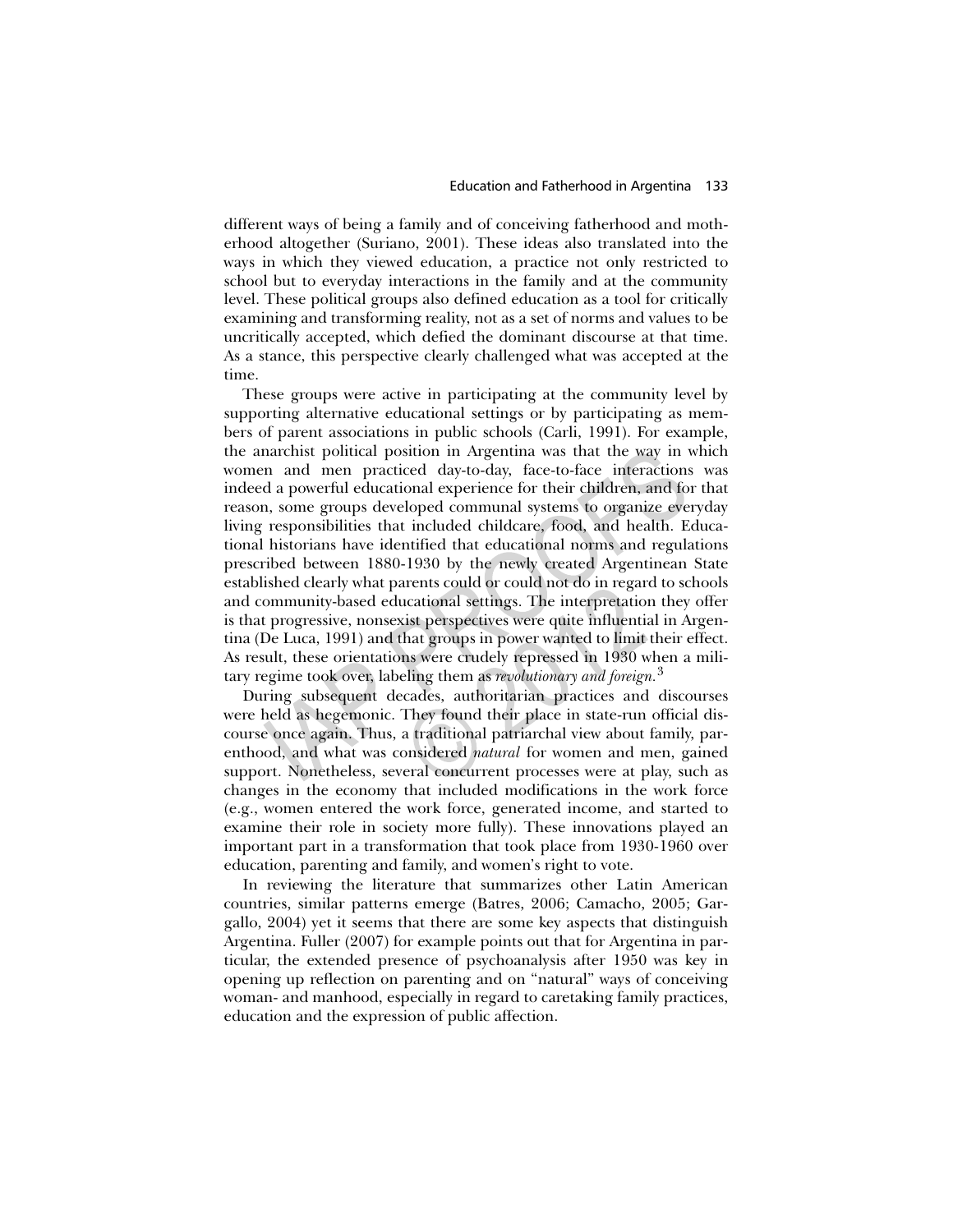different ways of being a family and of conceiving fatherhood and motherhood altogether (Suriano, 2001). These ideas also translated into the ways in which they viewed education, a practice not only restricted to school but to everyday interactions in the family and at the community level. These political groups also defined education as a tool for critically examining and transforming reality, not as a set of norms and values to be uncritically accepted, which defied the dominant discourse at that time. As a stance, this perspective clearly challenged what was accepted at the time.

These groups were active in participating at the community level by supporting alternative educational settings or by participating as members of parent associations in public schools (Carli, 1991). For example, the anarchist political position in Argentina was that the way in which women and men practiced day-to-day, face-to-face interactions was indeed a powerful educational experience for their children, and for that reason, some groups developed communal systems to organize everyday living responsibilities that included childcare, food, and health. Educational historians have identified that educational norms and regulations prescribed between 1880-1930 by the newly created Argentinean State established clearly what parents could or could not do in regard to schools and community-based educational settings. The interpretation they offer is that progressive, nonsexist perspectives were quite influential in Argentina (De Luca, 1991) and that groups in power wanted to limit their effect. As result, these orientations were crudely repressed in 1930 when a military regime took over, labeling them as *revolutionary and foreign*.[3]

During subsequent decades, authoritarian practices and discourses were held as hegemonic. They found their place in state-run official discourse once again. Thus, a traditional patriarchal view about family, parenthood, and what was considered *natural* for women and men, gained support. Nonetheless, several concurrent processes were at play, such as changes in the economy that included modifications in the work force (e.g., women entered the work force, generated income, and started to examine their role in society more fully). These innovations played an important part in a transformation that took place from 1930-1960 over education, parenting and family, and women's right to vote.

In reviewing the literature that summarizes other Latin American countries, similar patterns emerge (Batres, 2006; Camacho, 2005; Gargallo, 2004) yet it seems that there are some key aspects that distinguish Argentina. Fuller (2007) for example points out that for Argentina in particular, the extended presence of psychoanalysis after 1950 was key in opening up reflection on parenting and on "natural" ways of conceiving woman- and manhood, especially in regard to caretaking family practices, education and the expression of public affection.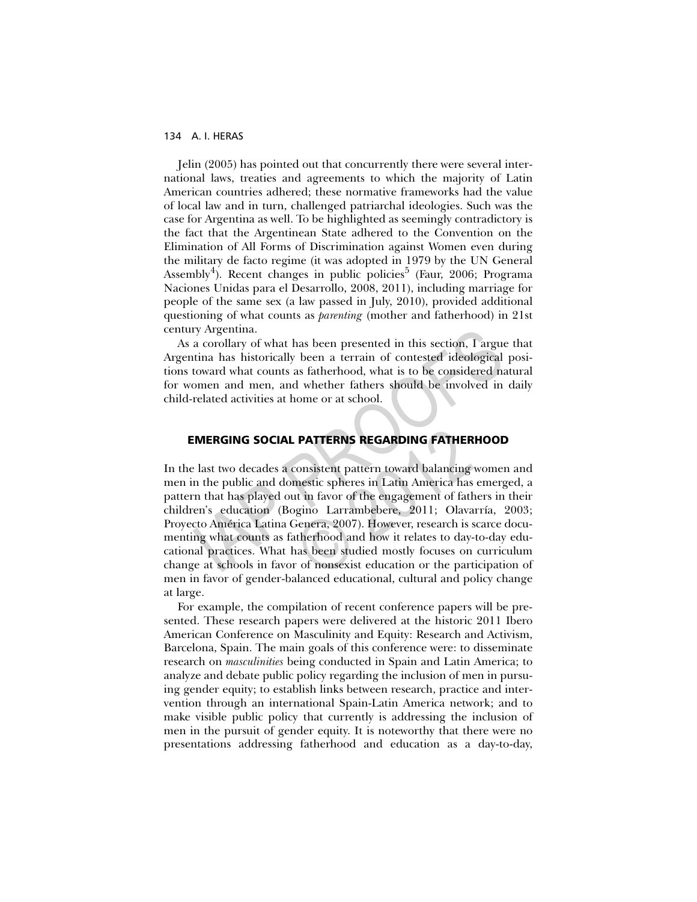Jelin (2005) has pointed out that concurrently there were several international laws, treaties and agreements to which the majority of Latin American countries adhered; these normative frameworks had the value of local law and in turn, challenged patriarchal ideologies. Such was the case for Argentina as well. To be highlighted as seemingly contradictory is the fact that the Argentinean State adhered to the Convention on the Elimination of All Forms of Discrimination against Women even during the military de facto regime (it was adopted in 1979 by the UN General Assembly[4]). Recent changes in public policies[5] (Faur, 2006; Programa Naciones Unidas para el Desarrollo, 2008, 2011), including marriage for people of the same sex (a law passed in July, 2010), provided additional questioning of what counts as *parenting* (mother and fatherhood) in 21st century Argentina.

As a corollary of what has been presented in this section, I argue that Argentina has historically been a terrain of contested ideological positions toward what counts as fatherhood, what is to be considered natural for women and men, and whether fathers should be involved in daily child-related activities at home or at school.

## EMERGING SOCIAL PATTERNS REGARDING FATHERHOOD

In the last two decades a consistent pattern toward balancing women and men in the public and domestic spheres in Latin America has emerged, a pattern that has played out in favor of the engagement of fathers in their children's education (Bogino Larrambebere, 2011; Olavarría, 2003; Proyecto América Latina Genera, 2007). However, research is scarce documenting what counts as fatherhood and how it relates to day-to-day educational practices. What has been studied mostly focuses on curriculum change at schools in favor of nonsexist education or the participation of men in favor of gender-balanced educational, cultural and policy change at large.

For example, the compilation of recent conference papers will be presented. These research papers were delivered at the historic 2011 Ibero American Conference on Masculinity and Equity: Research and Activism, Barcelona, Spain. The main goals of this conference were: to disseminate research on *masculinities* being conducted in Spain and Latin America; to analyze and debate public policy regarding the inclusion of men in pursuing gender equity; to establish links between research, practice and intervention through an international Spain-Latin America network; and to make visible public policy that currently is addressing the inclusion of men in the pursuit of gender equity. It is noteworthy that there were no presentations addressing fatherhood and education as a day-to-day,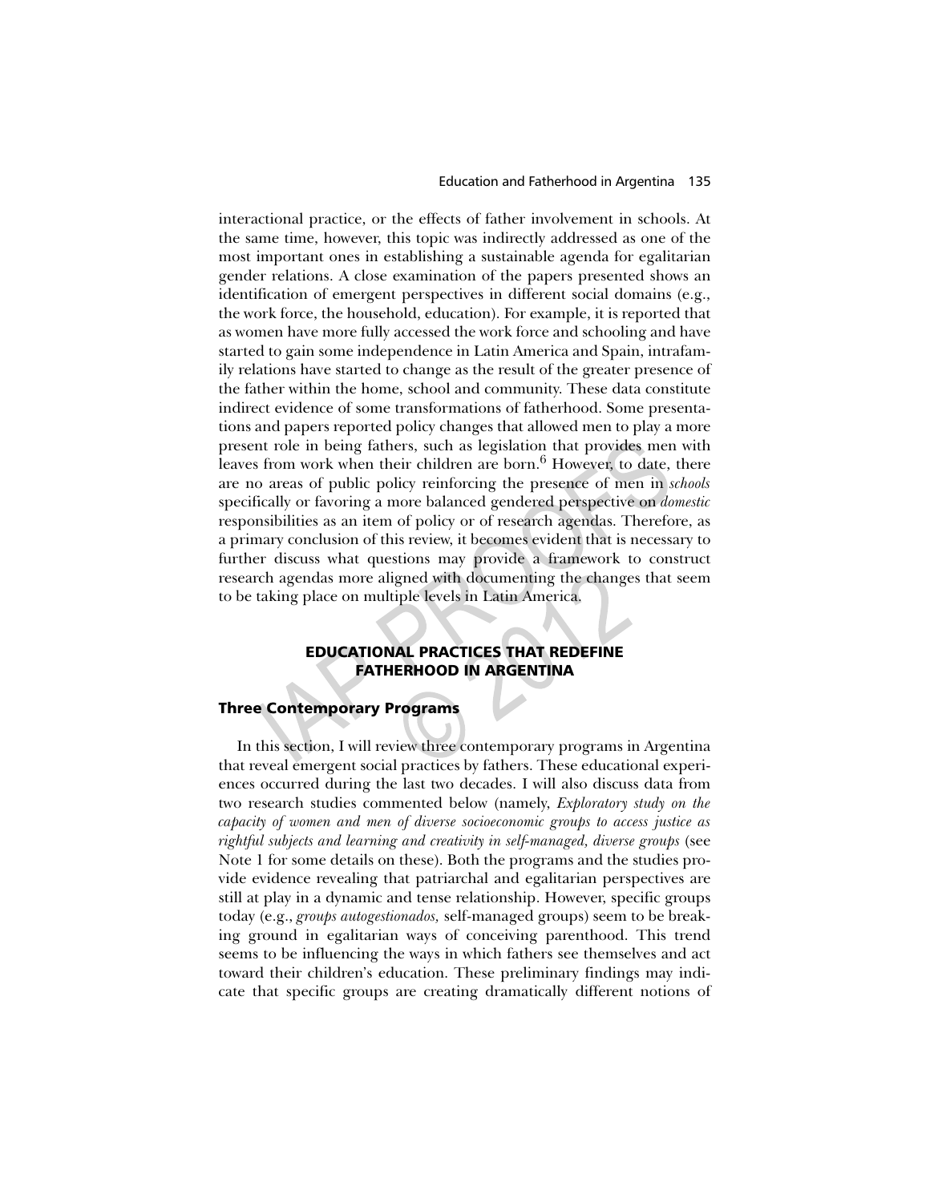interactional practice, or the effects of father involvement in schools. At the same time, however, this topic was indirectly addressed as one of the most important ones in establishing a sustainable agenda for egalitarian gender relations. A close examination of the papers presented shows an identification of emergent perspectives in different social domains (e.g., the work force, the household, education). For example, it is reported that as women have more fully accessed the work force and schooling and have started to gain some independence in Latin America and Spain, intrafamily relations have started to change as the result of the greater presence of the father within the home, school and community. These data constitute indirect evidence of some transformations of fatherhood. Some presentations and papers reported policy changes that allowed men to play a more present role in being fathers, such as legislation that provides men with leaves from work when their children are born.[6] However, to date, there are no areas of public policy reinforcing the presence of men in *schools* specifically or favoring a more balanced gendered perspective on *domestic* responsibilities as an item of policy or of research agendas. Therefore, as a primary conclusion of this review, it becomes evident that is necessary to further discuss what questions may provide a framework to construct research agendas more aligned with documenting the changes that seem to be taking place on multiple levels in Latin America.

## EDUCATIONAL PRACTICES THAT REDEFINE FATHERHOOD IN ARGENTINA

### Three Contemporary Programs

In this section, I will review three contemporary programs in Argentina that reveal emergent social practices by fathers. These educational experiences occurred during the last two decades. I will also discuss data from two research studies commented below (namely, *Exploratory study on the capacity of women and men of diverse socioeconomic groups to access justice as rightful subjects and learning and creativity in self-managed, diverse groups* (see Note 1 for some details on these). Both the programs and the studies provide evidence revealing that patriarchal and egalitarian perspectives are still at play in a dynamic and tense relationship. However, specific groups today (e.g., *groups autogestionados,* self-managed groups) seem to be breaking ground in egalitarian ways of conceiving parenthood. This trend seems to be influencing the ways in which fathers see themselves and act toward their children's education. These preliminary findings may indicate that specific groups are creating dramatically different notions of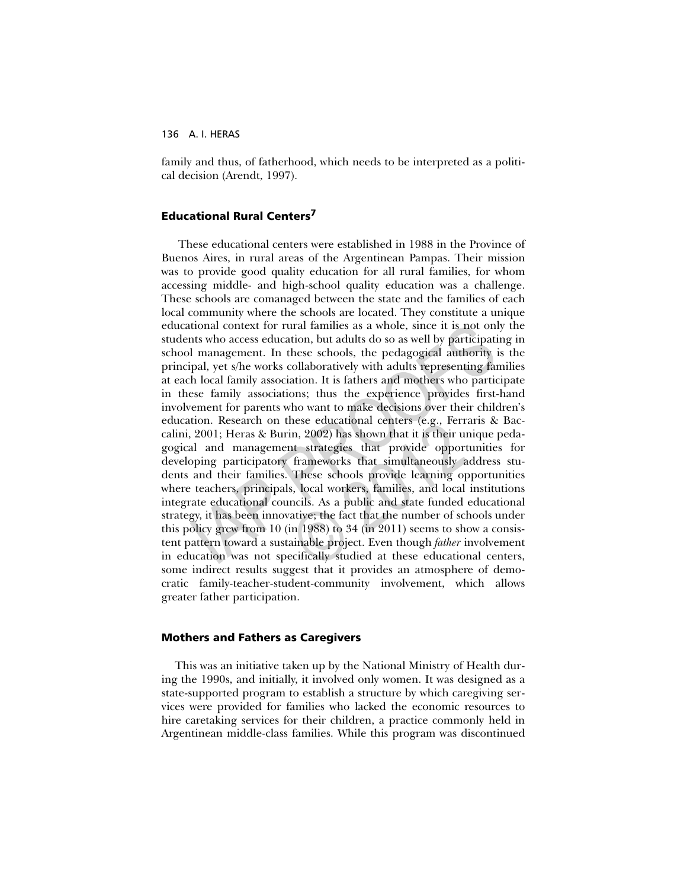family and thus, of fatherhood, which needs to be interpreted as a political decision (Arendt, 1997).

## Educational Rural Centers[7]

These educational centers were established in 1988 in the Province of Buenos Aires, in rural areas of the Argentinean Pampas. Their mission was to provide good quality education for all rural families, for whom accessing middle- and high-school quality education was a challenge. These schools are comanaged between the state and the families of each local community where the schools are located. They constitute a unique educational context for rural families as a whole, since it is not only the students who access education, but adults do so as well by participating in school management. In these schools, the pedagogical authority is the principal, yet s/he works collaboratively with adults representing families at each local family association. It is fathers and mothers who participate in these family associations; thus the experience provides first-hand involvement for parents who want to make decisions over their children's education. Research on these educational centers (e.g., Ferraris & Baccalini, 2001; Heras & Burin, 2002) has shown that it is their unique pedagogical and management strategies that provide opportunities for developing participatory frameworks that simultaneously address students and their families. These schools provide learning opportunities where teachers, principals, local workers, families, and local institutions integrate educational councils. As a public and state funded educational strategy, it has been innovative; the fact that the number of schools under this policy grew from 10 (in 1988) to 34 (in 2011) seems to show a consistent pattern toward a sustainable project. Even though *father* involvement in education was not specifically studied at these educational centers, some indirect results suggest that it provides an atmosphere of democratic family-teacher-student-community involvement, which allows greater father participation.

## Mothers and Fathers as Caregivers

This was an initiative taken up by the National Ministry of Health during the 1990s, and initially, it involved only women. It was designed as a state-supported program to establish a structure by which caregiving services were provided for families who lacked the economic resources to hire caretaking services for their children, a practice commonly held in Argentinean middle-class families. While this program was discontinued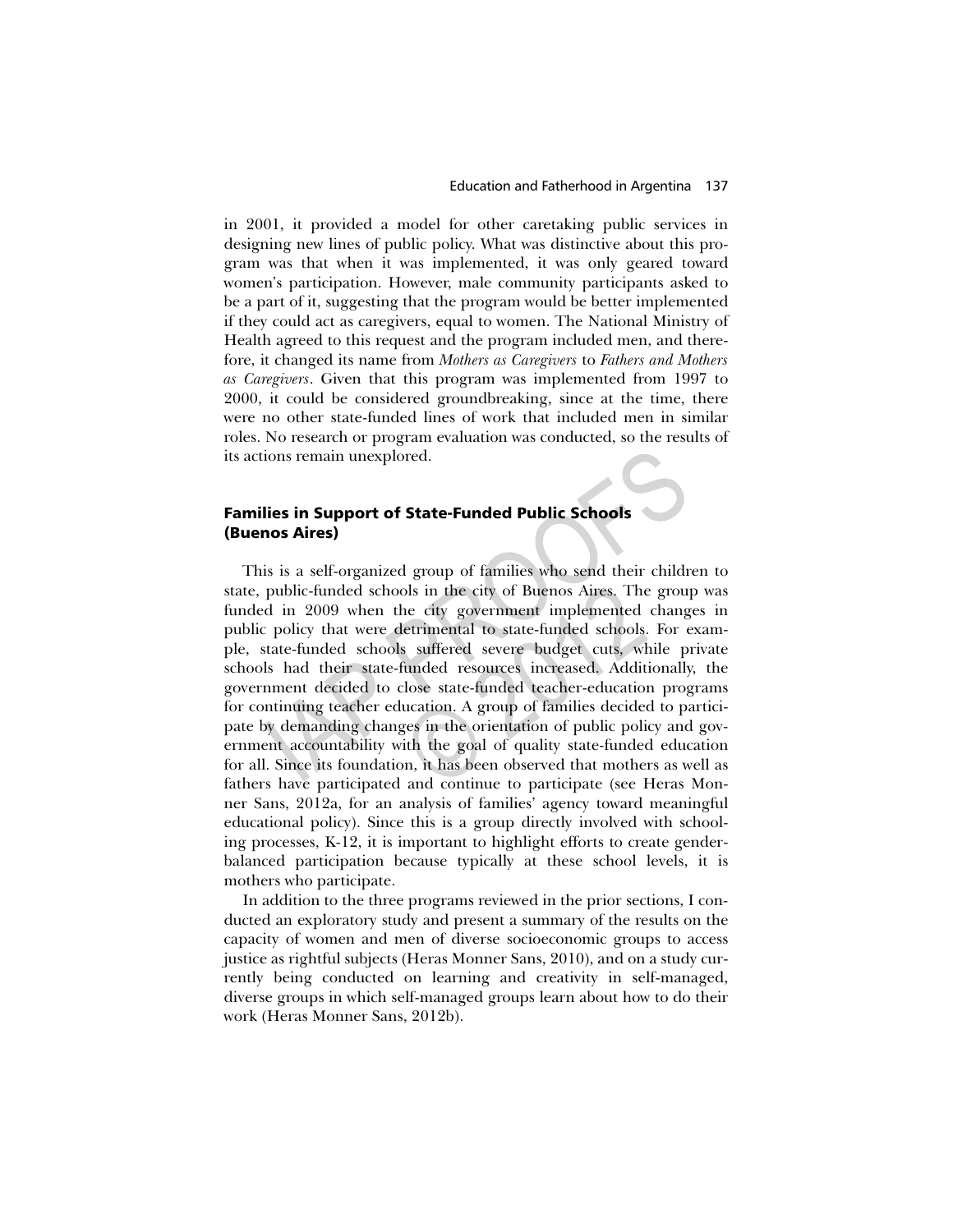in 2001, it provided a model for other caretaking public services in designing new lines of public policy. What was distinctive about this program was that when it was implemented, it was only geared toward women's participation. However, male community participants asked to be a part of it, suggesting that the program would be better implemented if they could act as caregivers, equal to women. The National Ministry of Health agreed to this request and the program included men, and therefore, it changed its name from *Mothers as Caregivers* to *Fathers and Mothers as Caregivers*. Given that this program was implemented from 1997 to 2000, it could be considered groundbreaking, since at the time, there were no other state-funded lines of work that included men in similar roles. No research or program evaluation was conducted, so the results of its actions remain unexplored.

## Families in Support of State-Funded Public Schools (Buenos Aires)

This is a self-organized group of families who send their children to state, public-funded schools in the city of Buenos Aires. The group was funded in 2009 when the city government implemented changes in public policy that were detrimental to state-funded schools. For example, state-funded schools suffered severe budget cuts, while private schools had their state-funded resources increased. Additionally, the government decided to close state-funded teacher-education programs for continuing teacher education. A group of families decided to participate by demanding changes in the orientation of public policy and government accountability with the goal of quality state-funded education for all. Since its foundation, it has been observed that mothers as well as fathers have participated and continue to participate (see Heras Monner Sans, 2012a, for an analysis of families' agency toward meaningful educational policy). Since this is a group directly involved with schooling processes, K-12, it is important to highlight efforts to create gender-balanced participation because typically at these school levels, it is mothers who participate.

In addition to the three programs reviewed in the prior sections, I conducted an exploratory study and present a summary of the results on the capacity of women and men of diverse socioeconomic groups to access justice as rightful subjects (Heras Monner Sans, 2010), and on a study currently being conducted on learning and creativity in self-managed, diverse groups in which self-managed groups learn about how to do their work (Heras Monner Sans, 2012b).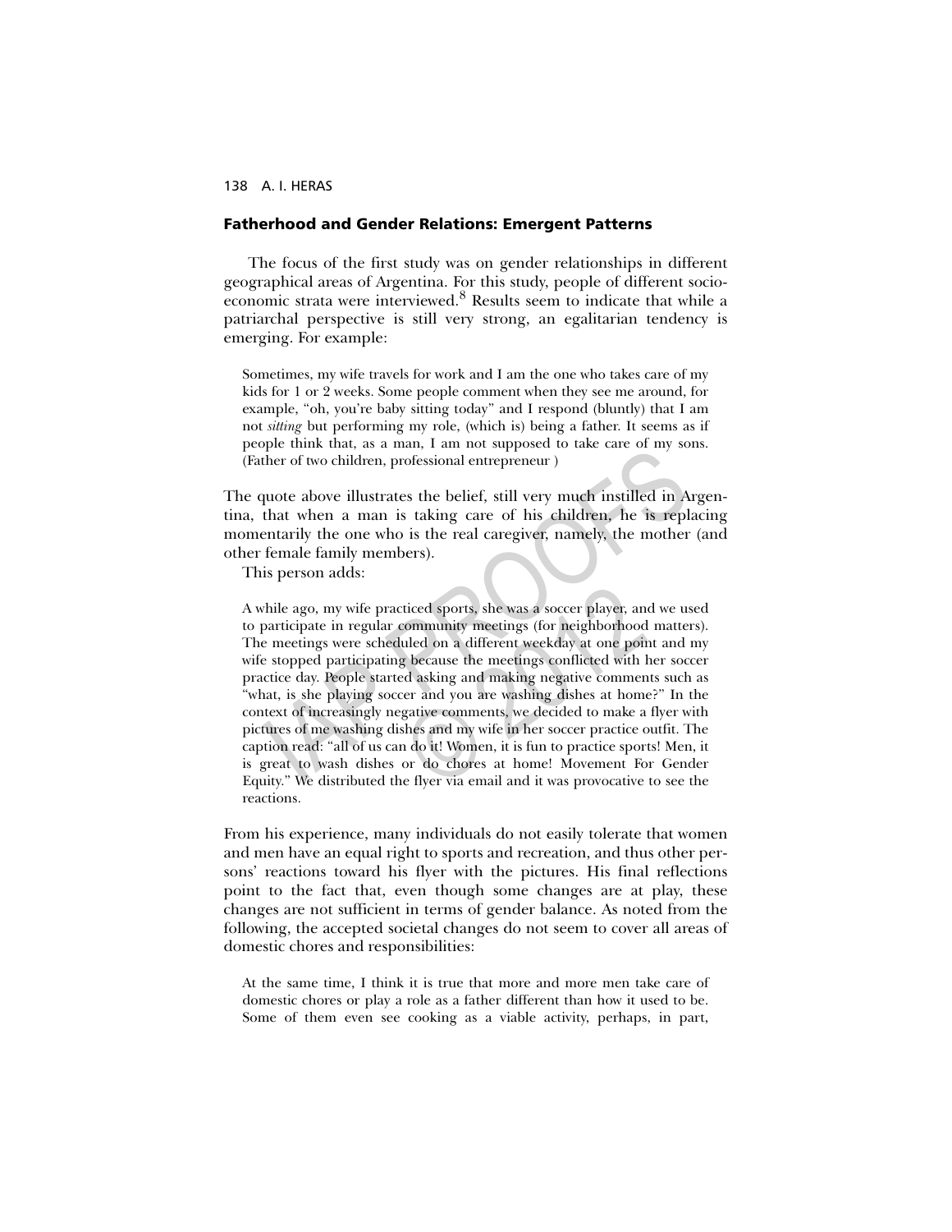## Fatherhood and Gender Relations: Emergent Patterns

The focus of the first study was on gender relationships in different geographical areas of Argentina. For this study, people of different socio-economic strata were interviewed.[8] Results seem to indicate that while a patriarchal perspective is still very strong, an egalitarian tendency is emerging. For example:

> Sometimes, my wife travels for work and I am the one who takes care of my kids for 1 or 2 weeks. Some people comment when they see me around, for example, "oh, you're baby sitting today" and I respond (bluntly) that I am not *sitting* but performing my role, (which is) being a father. It seems as if people think that, as a man, I am not supposed to take care of my sons. (Father of two children, professional entrepreneur )

The quote above illustrates the belief, still very much instilled in Argentina, that when a man is taking care of his children, he is replacing momentarily the one who is the real caregiver, namely, the mother (and other female family members).

This person adds:

> A while ago, my wife practiced sports, she was a soccer player, and we used to participate in regular community meetings (for neighborhood matters). The meetings were scheduled on a different weekday at one point and my wife stopped participating because the meetings conflicted with her soccer practice day. People started asking and making negative comments such as "what, is she playing soccer and you are washing dishes at home?" In the context of increasingly negative comments, we decided to make a flyer with pictures of me washing dishes and my wife in her soccer practice outfit. The caption read: "all of us can do it! Women, it is fun to practice sports! Men, it is great to wash dishes or do chores at home! Movement For Gender Equity." We distributed the flyer via email and it was provocative to see the reactions.

From his experience, many individuals do not easily tolerate that women and men have an equal right to sports and recreation, and thus other persons' reactions toward his flyer with the pictures. His final reflections point to the fact that, even though some changes are at play, these changes are not sufficient in terms of gender balance. As noted from the following, the accepted societal changes do not seem to cover all areas of domestic chores and responsibilities:

> At the same time, I think it is true that more and more men take care of domestic chores or play a role as a father different than how it used to be. Some of them even see cooking as a viable activity, perhaps, in part,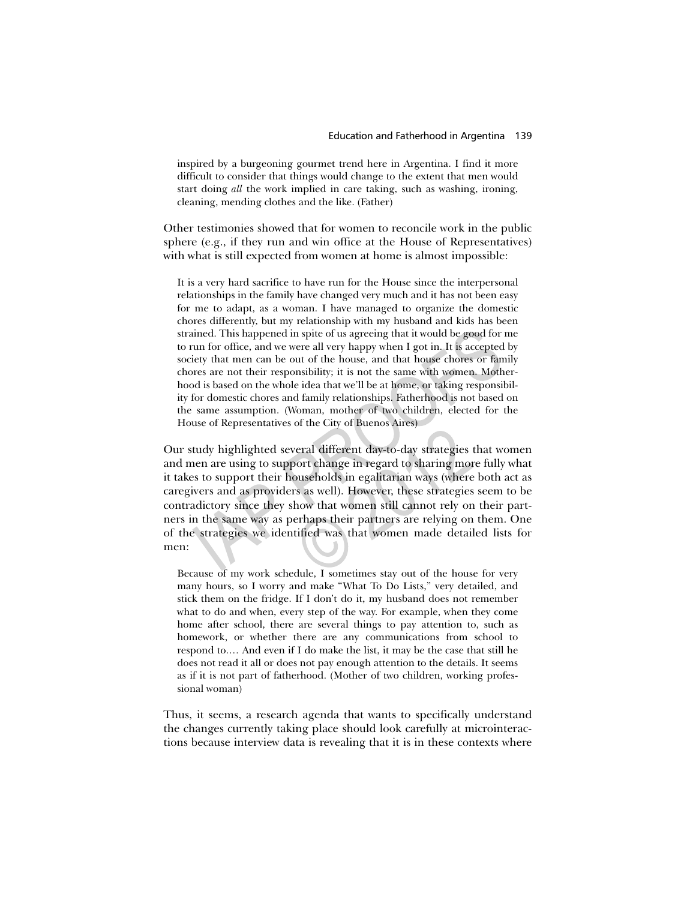> inspired by a burgeoning gourmet trend here in Argentina. I find it more difficult to consider that things would change to the extent that men would start doing *all* the work implied in care taking, such as washing, ironing, cleaning, mending clothes and the like. (Father)

Other testimonies showed that for women to reconcile work in the public sphere (e.g., if they run and win office at the House of Representatives) with what is still expected from women at home is almost impossible:

> It is a very hard sacrifice to have run for the House since the interpersonal relationships in the family have changed very much and it has not been easy for me to adapt, as a woman. I have managed to organize the domestic chores differently, but my relationship with my husband and kids has been strained. This happened in spite of us agreeing that it would be good for me to run for office, and we were all very happy when I got in. It is accepted by society that men can be out of the house, and that house chores or family chores are not their responsibility; it is not the same with women. Motherhood is based on the whole idea that we'll be at home, or taking responsibility for domestic chores and family relationships. Fatherhood is not based on the same assumption. (Woman, mother of two children, elected for the House of Representatives of the City of Buenos Aires)

Our study highlighted several different day-to-day strategies that women and men are using to support change in regard to sharing more fully what it takes to support their households in egalitarian ways (where both act as caregivers and as providers as well). However, these strategies seem to be contradictory since they show that women still cannot rely on their partners in the same way as perhaps their partners are relying on them. One of the strategies we identified was that women made detailed lists for men:

> Because of my work schedule, I sometimes stay out of the house for very many hours, so I worry and make "What To Do Lists," very detailed, and stick them on the fridge. If I don't do it, my husband does not remember what to do and when, every step of the way. For example, when they come home after school, there are several things to pay attention to, such as homework, or whether there are any communications from school to respond to.… And even if I do make the list, it may be the case that still he does not read it all or does not pay enough attention to the details. It seems as if it is not part of fatherhood. (Mother of two children, working professional woman)

Thus, it seems, a research agenda that wants to specifically understand the changes currently taking place should look carefully at microinteractions because interview data is revealing that it is in these contexts where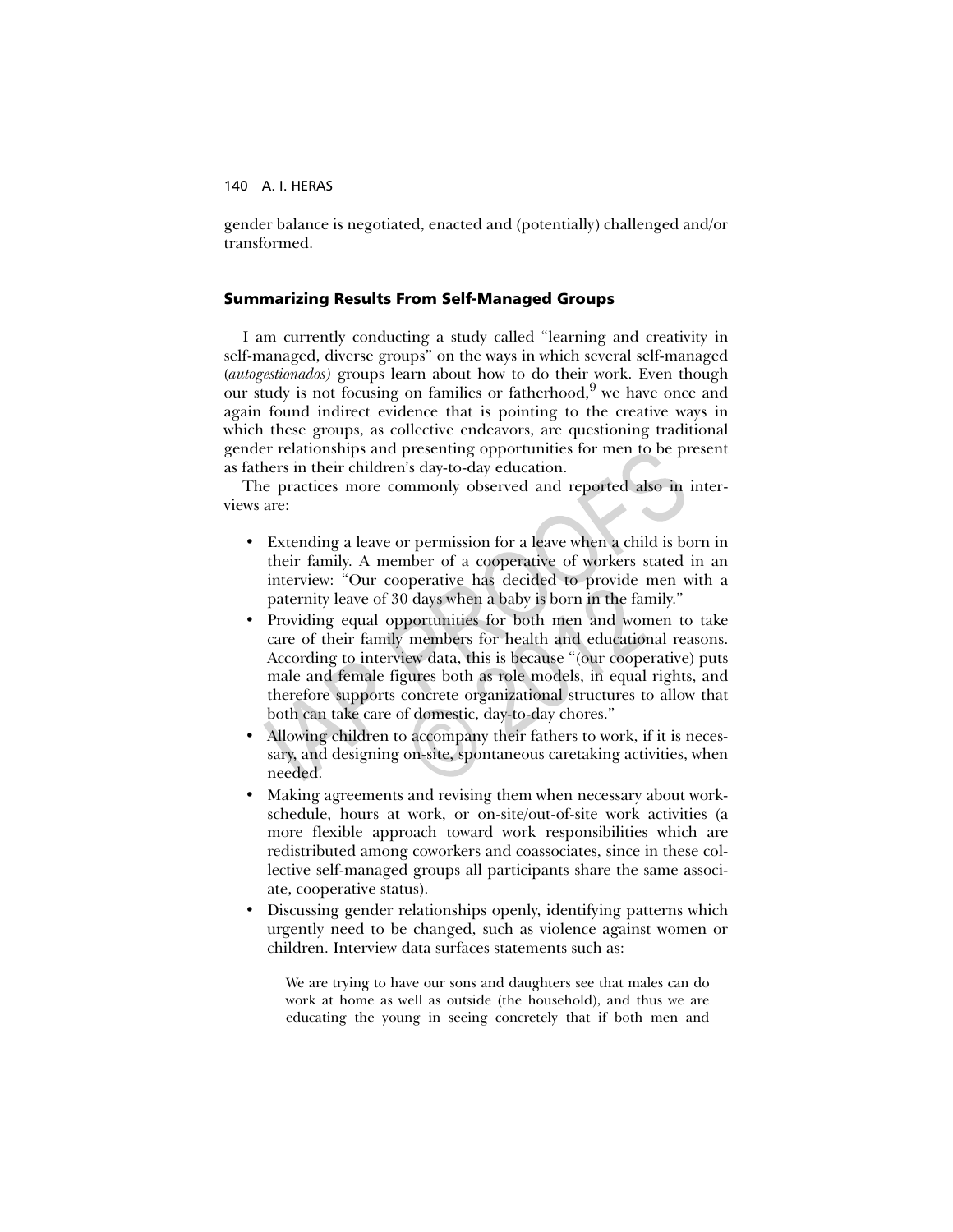gender balance is negotiated, enacted and (potentially) challenged and/or transformed.

## Summarizing Results From Self-Managed Groups

I am currently conducting a study called "learning and creativity in self-managed, diverse groups" on the ways in which several self-managed (*autogestionados*) groups learn about how to do their work. Even though our study is not focusing on families or fatherhood,[9] we have once and again found indirect evidence that is pointing to the creative ways in which these groups, as collective endeavors, are questioning traditional gender relationships and presenting opportunities for men to be present as fathers in their children's day-to-day education.

The practices more commonly observed and reported also in interviews are:

- Extending a leave or permission for a leave when a child is born in their family. A member of a cooperative of workers stated in an interview: "Our cooperative has decided to provide men with a paternity leave of 30 days when a baby is born in the family."
- Providing equal opportunities for both men and women to take care of their family members for health and educational reasons. According to interview data, this is because "(our cooperative) puts male and female figures both as role models, in equal rights, and therefore supports concrete organizational structures to allow that both can take care of domestic, day-to-day chores."
- Allowing children to accompany their fathers to work, if it is necessary, and designing on-site, spontaneous caretaking activities, when needed.
- Making agreements and revising them when necessary about work-schedule, hours at work, or on-site/out-of-site work activities (a more flexible approach toward work responsibilities which are redistributed among coworkers and coassociates, since in these collective self-managed groups all participants share the same associate, cooperative status).
- Discussing gender relationships openly, identifying patterns which urgently need to be changed, such as violence against women or children. Interview data surfaces statements such as:

  > We are trying to have our sons and daughters see that males can do work at home as well as outside (the household), and thus we are educating the young in seeing concretely that if both men and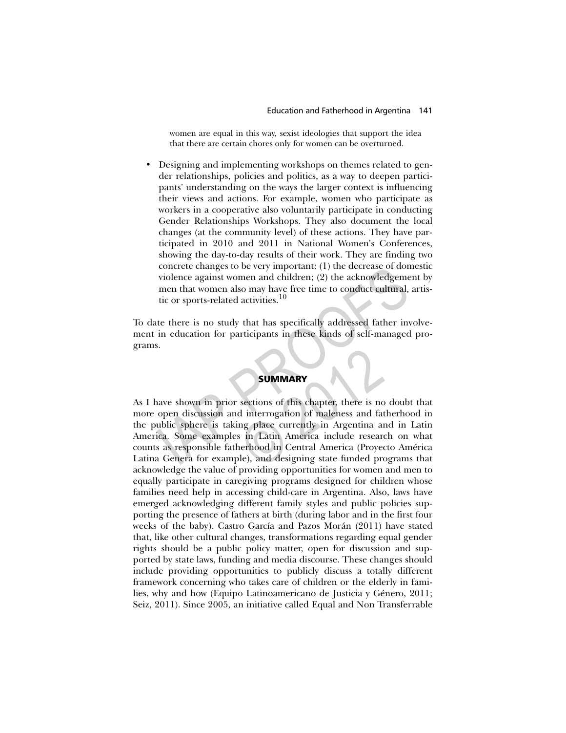women are equal in this way, sexist ideologies that support the idea that there are certain chores only for women can be overturned.

- Designing and implementing workshops on themes related to gender relationships, policies and politics, as a way to deepen participants' understanding on the ways the larger context is influencing their views and actions. For example, women who participate as workers in a cooperative also voluntarily participate in conducting Gender Relationships Workshops. They also document the local changes (at the community level) of these actions. They have participated in 2010 and 2011 in National Women's Conferences, showing the day-to-day results of their work. They are finding two concrete changes to be very important: (1) the decrease of domestic violence against women and children; (2) the acknowledgement by men that women also may have free time to conduct cultural, artistic or sports-related activities.[10]

To date there is no study that has specifically addressed father involvement in education for participants in these kinds of self-managed programs.

## SUMMARY

As I have shown in prior sections of this chapter, there is no doubt that more open discussion and interrogation of maleness and fatherhood in the public sphere is taking place currently in Argentina and in Latin America. Some examples in Latin America include research on what counts as responsible fatherhood in Central America (Proyecto América Latina Genera for example), and designing state funded programs that acknowledge the value of providing opportunities for women and men to equally participate in caregiving programs designed for children whose families need help in accessing child-care in Argentina. Also, laws have emerged acknowledging different family styles and public policies supporting the presence of fathers at birth (during labor and in the first four weeks of the baby). Castro García and Pazos Morán (2011) have stated that, like other cultural changes, transformations regarding equal gender rights should be a public policy matter, open for discussion and supported by state laws, funding and media discourse. These changes should include providing opportunities to publicly discuss a totally different framework concerning who takes care of children or the elderly in families, why and how (Equipo Latinoamericano de Justicia y Género, 2011; Seiz, 2011). Since 2005, an initiative called Equal and Non Transferrable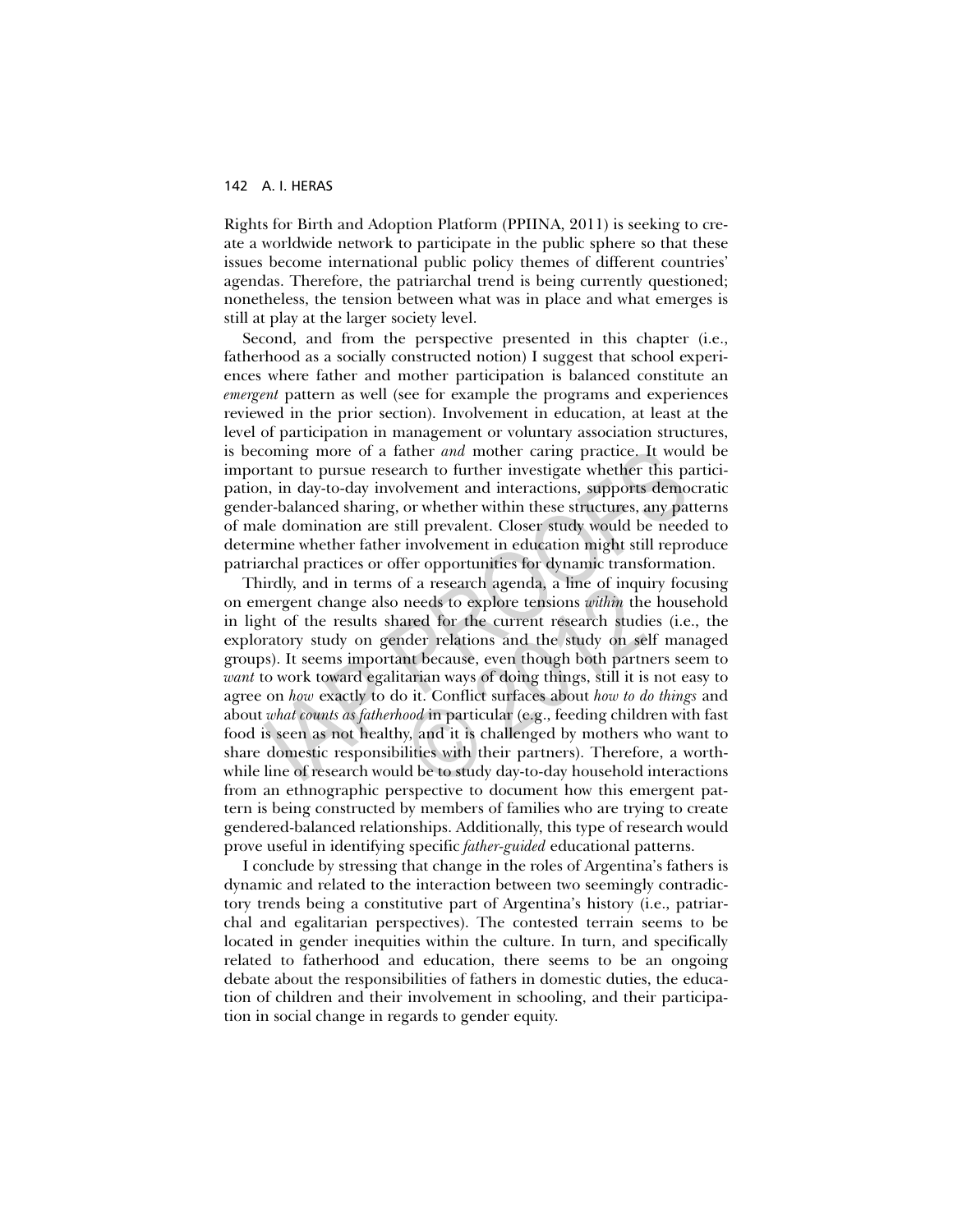Rights for Birth and Adoption Platform (PPIINA, 2011) is seeking to create a worldwide network to participate in the public sphere so that these issues become international public policy themes of different countries' agendas. Therefore, the patriarchal trend is being currently questioned; nonetheless, the tension between what was in place and what emerges is still at play at the larger society level.

Second, and from the perspective presented in this chapter (i.e., fatherhood as a socially constructed notion) I suggest that school experiences where father and mother participation is balanced constitute an *emergent* pattern as well (see for example the programs and experiences reviewed in the prior section). Involvement in education, at least at the level of participation in management or voluntary association structures, is becoming more of a father *and* mother caring practice. It would be important to pursue research to further investigate whether this participation, in day-to-day involvement and interactions, supports democratic gender-balanced sharing, or whether within these structures, any patterns of male domination are still prevalent. Closer study would be needed to determine whether father involvement in education might still reproduce patriarchal practices or offer opportunities for dynamic transformation.

Thirdly, and in terms of a research agenda, a line of inquiry focusing on emergent change also needs to explore tensions *within* the household in light of the results shared for the current research studies (i.e., the exploratory study on gender relations and the study on self managed groups). It seems important because, even though both partners seem to *want* to work toward egalitarian ways of doing things, still it is not easy to agree on *how* exactly to do it. Conflict surfaces about *how to do things* and about *what counts as fatherhood* in particular (e.g., feeding children with fast food is seen as not healthy, and it is challenged by mothers who want to share domestic responsibilities with their partners). Therefore, a worthwhile line of research would be to study day-to-day household interactions from an ethnographic perspective to document how this emergent pattern is being constructed by members of families who are trying to create gendered-balanced relationships. Additionally, this type of research would prove useful in identifying specific *father-guided* educational patterns.

I conclude by stressing that change in the roles of Argentina's fathers is dynamic and related to the interaction between two seemingly contradictory trends being a constitutive part of Argentina's history (i.e., patriarchal and egalitarian perspectives). The contested terrain seems to be located in gender inequities within the culture. In turn, and specifically related to fatherhood and education, there seems to be an ongoing debate about the responsibilities of fathers in domestic duties, the education of children and their involvement in schooling, and their participation in social change in regards to gender equity.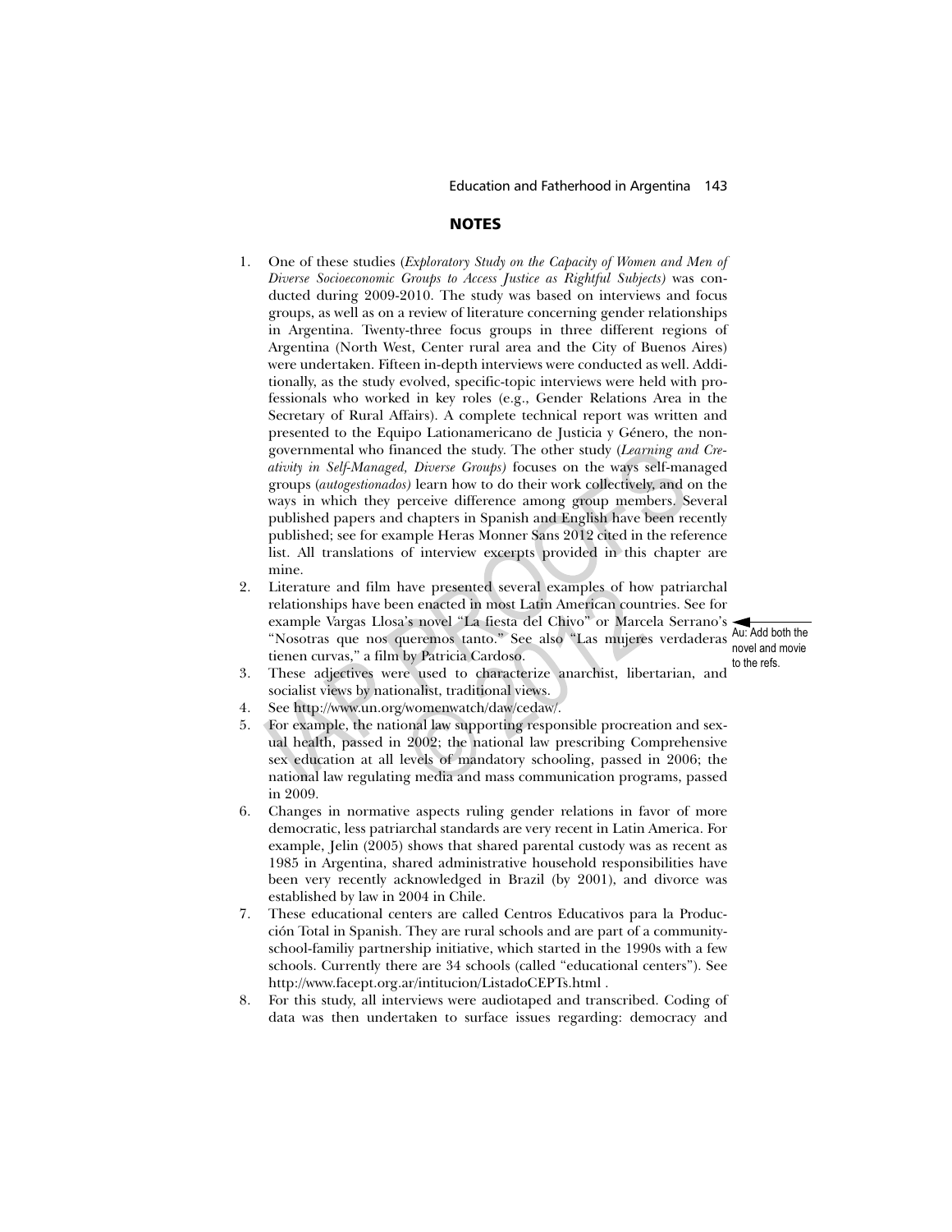## NOTES

1. One of these studies (*Exploratory Study on the Capacity of Women and Men of Diverse Socioeconomic Groups to Access Justice as Rightful Subjects)* was conducted during 2009-2010. The study was based on interviews and focus groups, as well as on a review of literature concerning gender relationships in Argentina. Twenty-three focus groups in three different regions of Argentina (North West, Center rural area and the City of Buenos Aires) were undertaken. Fifteen in-depth interviews were conducted as well. Additionally, as the study evolved, specific-topic interviews were held with professionals who worked in key roles (e.g., Gender Relations Area in the Secretary of Rural Affairs). A complete technical report was written and presented to the Equipo Lationamericano de Justicia y Género, the nongovernmental who financed the study. The other study (*Learning and Creativity in Self-Managed, Diverse Groups)* focuses on the ways self-managed groups (*autogestionados)* learn how to do their work collectively, and on the ways in which they perceive difference among group members. Several published papers and chapters in Spanish and English have been recently published; see for example Heras Monner Sans 2012 cited in the reference list. All translations of interview excerpts provided in this chapter are mine.
2. Literature and film have presented several examples of how patriarchal relationships have been enacted in most Latin American countries. See for example Vargas Llosa's novel "La fiesta del Chivo" or Marcela Serrano's "Nosotras que nos queremos tanto." See also "Las mujeres verdaderas tienen curvas," a film by Patricia Cardoso.
3. These adjectives were used to characterize anarchist, libertarian, and socialist views by nationalist, traditional views.
4. See http://www.un.org/womenwatch/daw/cedaw/.
5. For example, the national law supporting responsible procreation and sexual health, passed in 2002; the national law prescribing Comprehensive sex education at all levels of mandatory schooling, passed in 2006; the national law regulating media and mass communication programs, passed in 2009.
6. Changes in normative aspects ruling gender relations in favor of more democratic, less patriarchal standards are very recent in Latin America. For example, Jelin (2005) shows that shared parental custody was as recent as 1985 in Argentina, shared administrative household responsibilities have been very recently acknowledged in Brazil (by 2001), and divorce was established by law in 2004 in Chile.
7. These educational centers are called Centros Educativos para la Producción Total in Spanish. They are rural schools and are part of a community-school-familiy partnership initiative, which started in the 1990s with a few schools. Currently there are 34 schools (called "educational centers"). See http://www.facept.org.ar/intitucion/ListadoCEPTs.html .
8. For this study, all interviews were audiotaped and transcribed. Coding of data was then undertaken to surface issues regarding: democracy and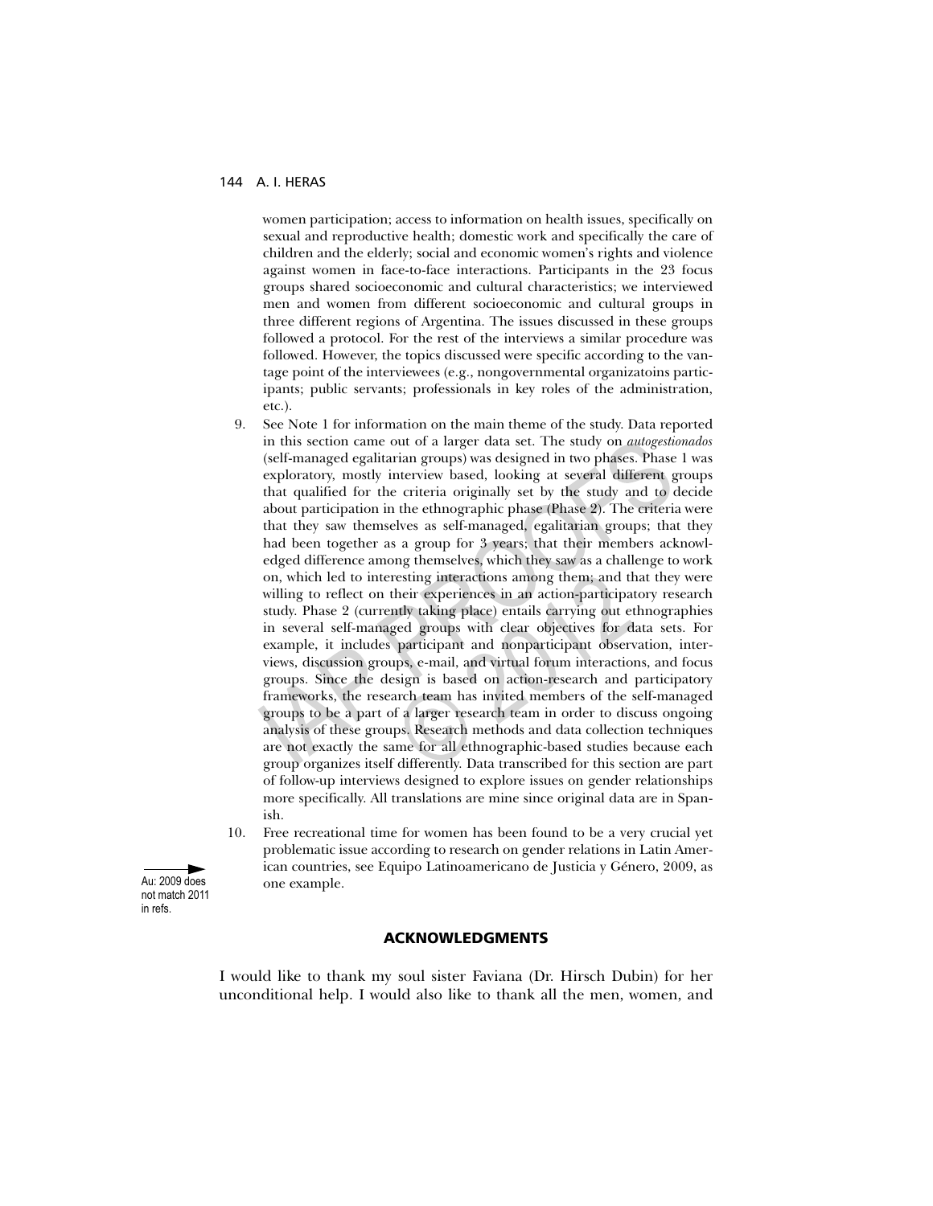women participation; access to information on health issues, specifically on sexual and reproductive health; domestic work and specifically the care of children and the elderly; social and economic women's rights and violence against women in face-to-face interactions. Participants in the 23 focus groups shared socioeconomic and cultural characteristics; we interviewed men and women from different socioeconomic and cultural groups in three different regions of Argentina. The issues discussed in these groups followed a protocol. For the rest of the interviews a similar procedure was followed. However, the topics discussed were specific according to the vantage point of the interviewees (e.g., nongovernmental organizatoins participants; public servants; professionals in key roles of the administration, etc.).

9. See Note 1 for information on the main theme of the study. Data reported in this section came out of a larger data set. The study on *autogestionados* (self-managed egalitarian groups) was designed in two phases. Phase 1 was exploratory, mostly interview based, looking at several different groups that qualified for the criteria originally set by the study and to decide about participation in the ethnographic phase (Phase 2). The criteria were that they saw themselves as self-managed, egalitarian groups; that they had been together as a group for 3 years; that their members acknowledged difference among themselves, which they saw as a challenge to work on, which led to interesting interactions among them; and that they were willing to reflect on their experiences in an action-participatory research study. Phase 2 (currently taking place) entails carrying out ethnographies in several self-managed groups with clear objectives for data sets. For example, it includes participant and nonparticipant observation, interviews, discussion groups, e-mail, and virtual forum interactions, and focus groups. Since the design is based on action-research and participatory frameworks, the research team has invited members of the self-managed groups to be a part of a larger research team in order to discuss ongoing analysis of these groups. Research methods and data collection techniques are not exactly the same for all ethnographic-based studies because each group organizes itself differently. Data transcribed for this section are part of follow-up interviews designed to explore issues on gender relationships more specifically. All translations are mine since original data are in Spanish.

10. Free recreational time for women has been found to be a very crucial yet problematic issue according to research on gender relations in Latin American countries, see Equipo Latinoamericano de Justicia y Género, 2009, as one example.

Au: 2009 does not match 2011 in refs.

## ACKNOWLEDGMENTS

I would like to thank my soul sister Faviana (Dr. Hirsch Dubin) for her unconditional help. I would also like to thank all the men, women, and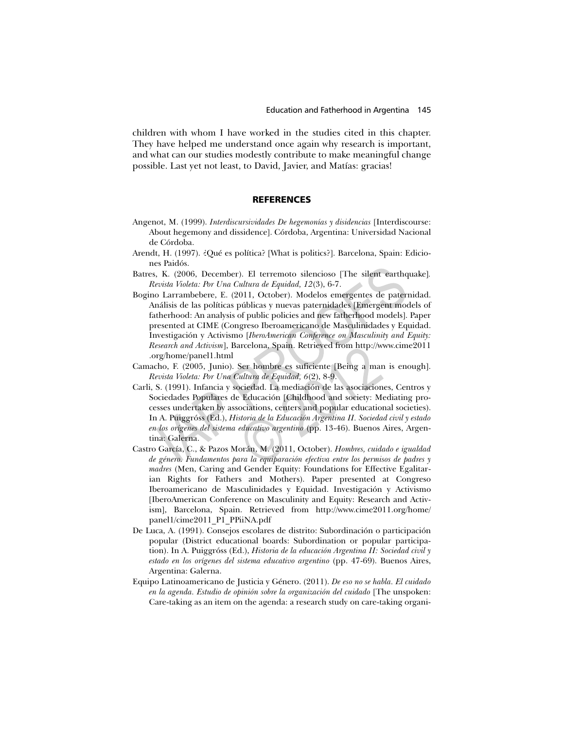children with whom I have worked in the studies cited in this chapter. They have helped me understand once again why research is important, and what can our studies modestly contribute to make meaningful change possible. Last yet not least, to David, Javier, and Matías: gracias!

## REFERENCES

Angenot, M. (1999). *Interdiscursividades De hegemonías y disidencias* [Interdiscourse: About hegemony and dissidence]. Córdoba, Argentina: Universidad Nacional de Córdoba.

Arendt, H. (1997). ¿Qué es política? [What is politics?]. Barcelona, Spain: Ediciones Paidós.

Batres, K. (2006, December). El terremoto silencioso [The silent earthquake]. *Revista Violeta: Por Una Cultura de Equidad, 12*(3), 6-7.

Bogino Larrambebere, E. (2011, October). Modelos emergentes de paternidad. Análisis de las políticas públicas y nuevas paternidades [Emergent models of fatherhood: An analysis of public policies and new fatherhood models]. Paper presented at CIME (Congreso Iberoamericano de Masculinidades y Equidad. Investigación y Activismo [*IberoAmerican Conference on Masculinity and Equity: Research and Activism*], Barcelona, Spain. Retrieved from http://www.cime2011.org/home/panel1.html

Camacho, F. (2005, Junio). Ser hombre es suficiente [Being a man is enough]. *Revista Violeta: Por Una Cultura de Equidad, 6*(2), 8-9.

Carli, S. (1991). Infancia y sociedad. La mediación de las asociaciones, Centros y Sociedades Populares de Educación [Childhood and society: Mediating processes undertaken by associations, centers and popular educational societies). In A. Puiggróss (Ed.), *Historia de la Educación Argentina II. Sociedad civil y estado en los orígenes del sistema educativo argentino* (pp. 13-46). Buenos Aires, Argentina: Galerna.

Castro García, C., & Pazos Morán, M. (2011, October). *Hombres, cuidado e igualdad de género. Fundamentos para la equiparación efectiva entre los permisos de padres y madres* (Men, Caring and Gender Equity: Foundations for Effective Egalitarian Rights for Fathers and Mothers). Paper presented at Congreso Iberoamericano de Masculinidades y Equidad. Investigación y Activismo [IberoAmerican Conference on Masculinity and Equity: Research and Activism], Barcelona, Spain. Retrieved from http://www.cime2011.org/home/panel1/cime2011_P1_PPiiNA.pdf

De Luca, A. (1991). Consejos escolares de distrito: Subordinación o participación popular (District educational boards: Subordination or popular participation). In A. Puiggróss (Ed.), *Historia de la educación Argentina II: Sociedad civil y estado en los orígenes del sistema educativo argentino* (pp. 47-69). Buenos Aires, Argentina: Galerna.

Equipo Latinoamericano de Justicia y Género. (2011). *De eso no se habla. El cuidado en la agenda. Estudio de opinión sobre la organización del cuidado* [The unspoken: Care-taking as an item on the agenda: a research study on care-taking organi-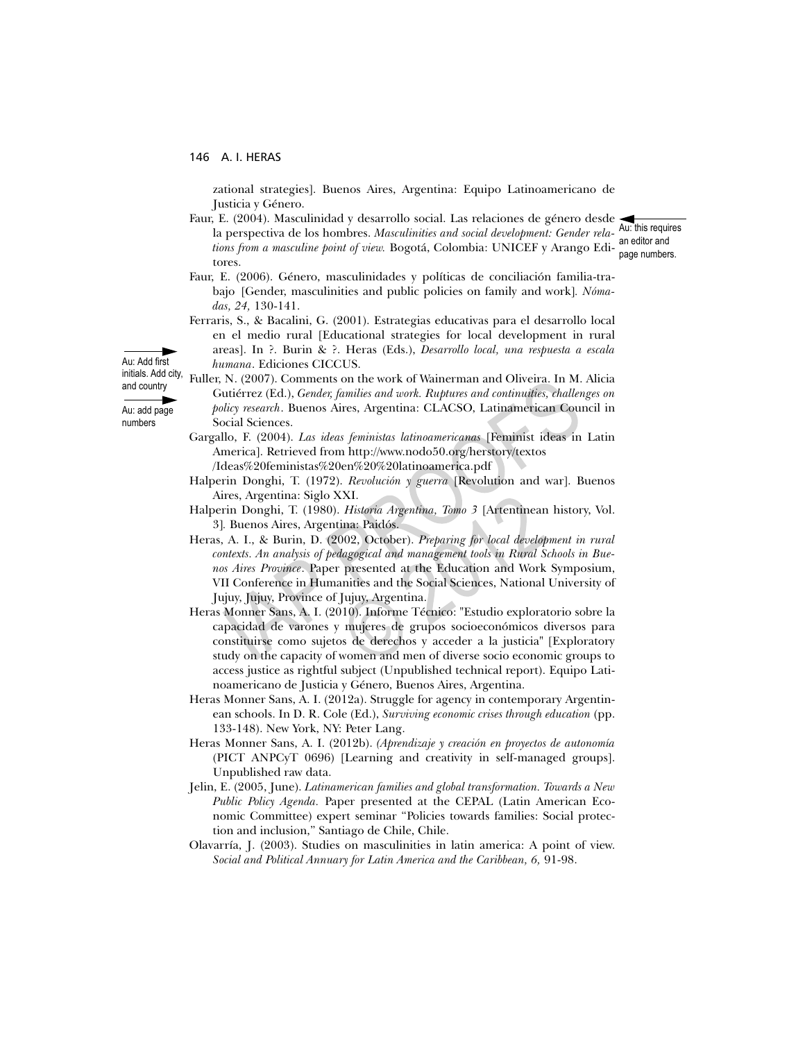zational strategies]. Buenos Aires, Argentina: Equipo Latinoamericano de Justicia y Género.

Faur, E. (2004). Masculinidad y desarrollo social. Las relaciones de género desde la perspectiva de los hombres. *Masculinities and social development: Gender relations from a masculine point of view.* Bogotá, Colombia: UNICEF y Arango Editores.

Au: this requires an editor and page numbers.

Faur, E. (2006). Género, masculinidades y políticas de conciliación familia-trabajo [Gender, masculinities and public policies on family and work]. *Nómadas, 24,* 130-141.

Ferraris, S., & Bacalini, G. (2001). Estrategias educativas para el desarrollo local en el medio rural [Educational strategies for local development in rural areas]. In ?. Burin & ?. Heras (Eds.), *Desarrollo local, una respuesta a escala humana*. Ediciones CICCUS.

Au: Add first initials. Add city, and country

Au: add page numbers

Fuller, N. (2007). Comments on the work of Wainerman and Oliveira. In M. Alicia Gutiérrez (Ed.), *Gender, families and work. Ruptures and continuities, challenges on policy research*. Buenos Aires, Argentina: CLACSO, Latinamerican Council in Social Sciences.

Gargallo, F. (2004). *Las ideas feministas latinoamericanas* [Feminist ideas in Latin America]. Retrieved from http://www.nodo50.org/herstory/textos/Ideas%20feministas%20en%20%20latinoamerica.pdf

Halperin Donghi, T. (1972). *Revolución y guerra* [Revolution and war]. Buenos Aires, Argentina: Siglo XXI.

Halperin Donghi, T. (1980). *Historia Argentina, Tomo 3* [Artentinean history, Vol. 3]. Buenos Aires, Argentina: Paidós.

Heras, A. I., & Burin, D. (2002, October). *Preparing for local development in rural contexts. An analysis of pedagogical and management tools in Rural Schools in Buenos Aires Province*. Paper presented at the Education and Work Symposium, VII Conference in Humanities and the Social Sciences, National University of Jujuy, Jujuy, Province of Jujuy, Argentina.

Heras Monner Sans, A. I. (2010). Informe Técnico: "Estudio exploratorio sobre la capacidad de varones y mujeres de grupos socioeconómicos diversos para constituirse como sujetos de derechos y acceder a la justicia" [Exploratory study on the capacity of women and men of diverse socio economic groups to access justice as rightful subject (Unpublished technical report). Equipo Latinoamericano de Justicia y Género, Buenos Aires, Argentina.

Heras Monner Sans, A. I. (2012a). Struggle for agency in contemporary Argentinean schools. In D. R. Cole (Ed.), *Surviving economic crises through education* (pp. 133-148). New York, NY: Peter Lang.

Heras Monner Sans, A. I. (2012b). *(Aprendizaje y creación en proyectos de autonomía* (PICT ANPCyT 0696) [Learning and creativity in self-managed groups]. Unpublished raw data.

Jelin, E. (2005, June). *Latinamerican families and global transformation. Towards a New Public Policy Agenda*. Paper presented at the CEPAL (Latin American Economic Committee) expert seminar "Policies towards families: Social protection and inclusion," Santiago de Chile, Chile.

Olavarría, J. (2003). Studies on masculinities in latin america: A point of view. *Social and Political Annuary for Latin America and the Caribbean, 6,* 91-98.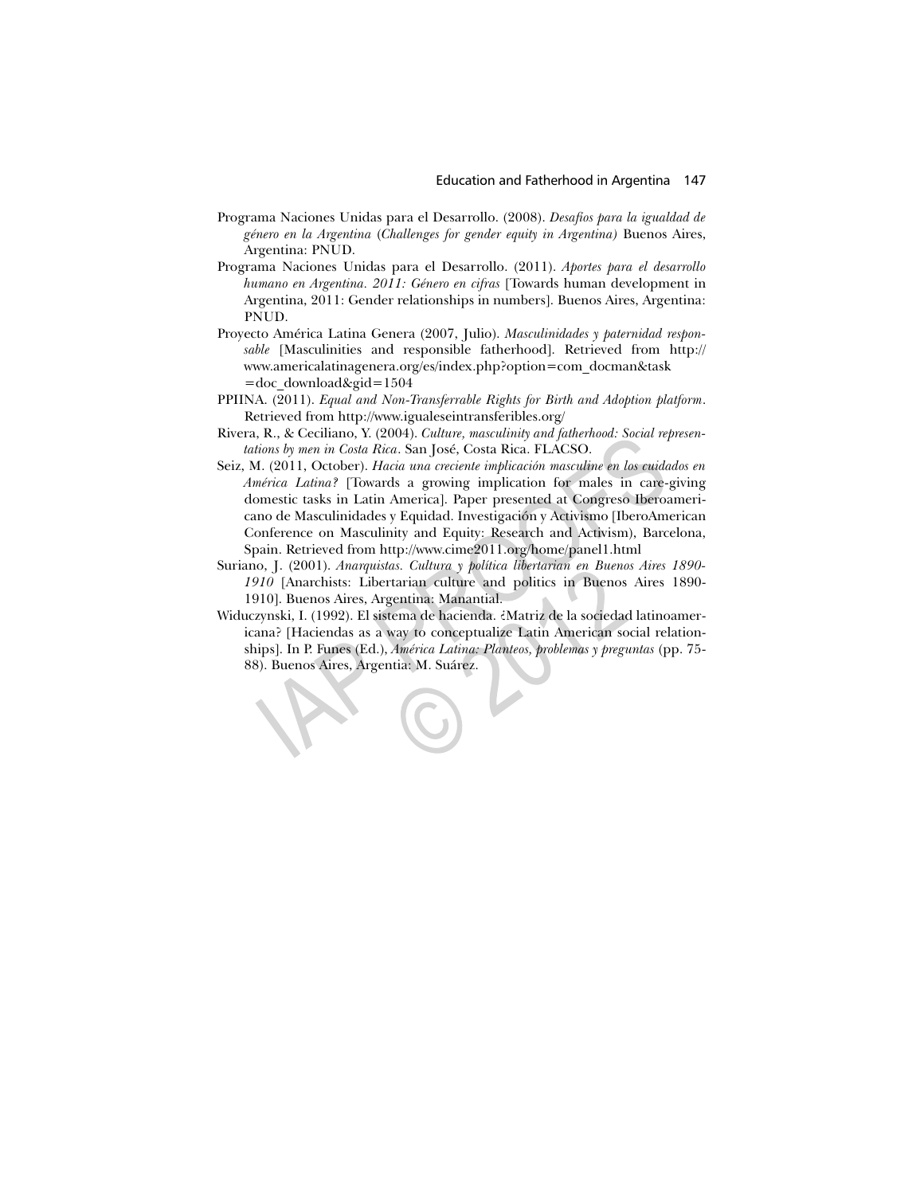Programa Naciones Unidas para el Desarrollo. (2008). *Desafíos para la igualdad de género en la Argentina* (*Challenges for gender equity in Argentina)* Buenos Aires, Argentina: PNUD.

Programa Naciones Unidas para el Desarrollo. (2011). *Aportes para el desarrollo humano en Argentina. 2011: Género en cifras* [Towards human development in Argentina, 2011: Gender relationships in numbers]. Buenos Aires, Argentina: PNUD.

Proyecto América Latina Genera (2007, Julio). *Masculinidades y paternidad responsable* [Masculinities and responsible fatherhood]. Retrieved from http://www.americalatinagenera.org/es/index.php?option=com_docman&task=doc_download&gid=1504

PPIINA. (2011). *Equal and Non-Transferrable Rights for Birth and Adoption platform*. Retrieved from http://www.igualeseintransferibles.org/

Rivera, R., & Ceciliano, Y. (2004). *Culture, masculinity and fatherhood: Social representations by men in Costa Rica*. San José, Costa Rica. FLACSO.

Seiz, M. (2011, October). *Hacia una creciente implicación masculine en los cuidados en América Latina?* [Towards a growing implication for males in care-giving domestic tasks in Latin America]. Paper presented at Congreso Iberoamericano de Masculinidades y Equidad. Investigación y Activismo [IberoAmerican Conference on Masculinity and Equity: Research and Activism), Barcelona, Spain. Retrieved from http://www.cime2011.org/home/panel1.html

Suriano, J. (2001). *Anarquistas. Cultura y política libertarian en Buenos Aires 1890-1910* [Anarchists: Libertarian culture and politics in Buenos Aires 1890-1910]. Buenos Aires, Argentina: Manantial.

Widuczynski, I. (1992). El sistema de hacienda. ¿Matriz de la sociedad latinoamericana? [Haciendas as a way to conceptualize Latin American social relationships]. In P. Funes (Ed.), *América Latina: Planteos, problemas y preguntas* (pp. 75-88). Buenos Aires, Argentia: M. Suárez.